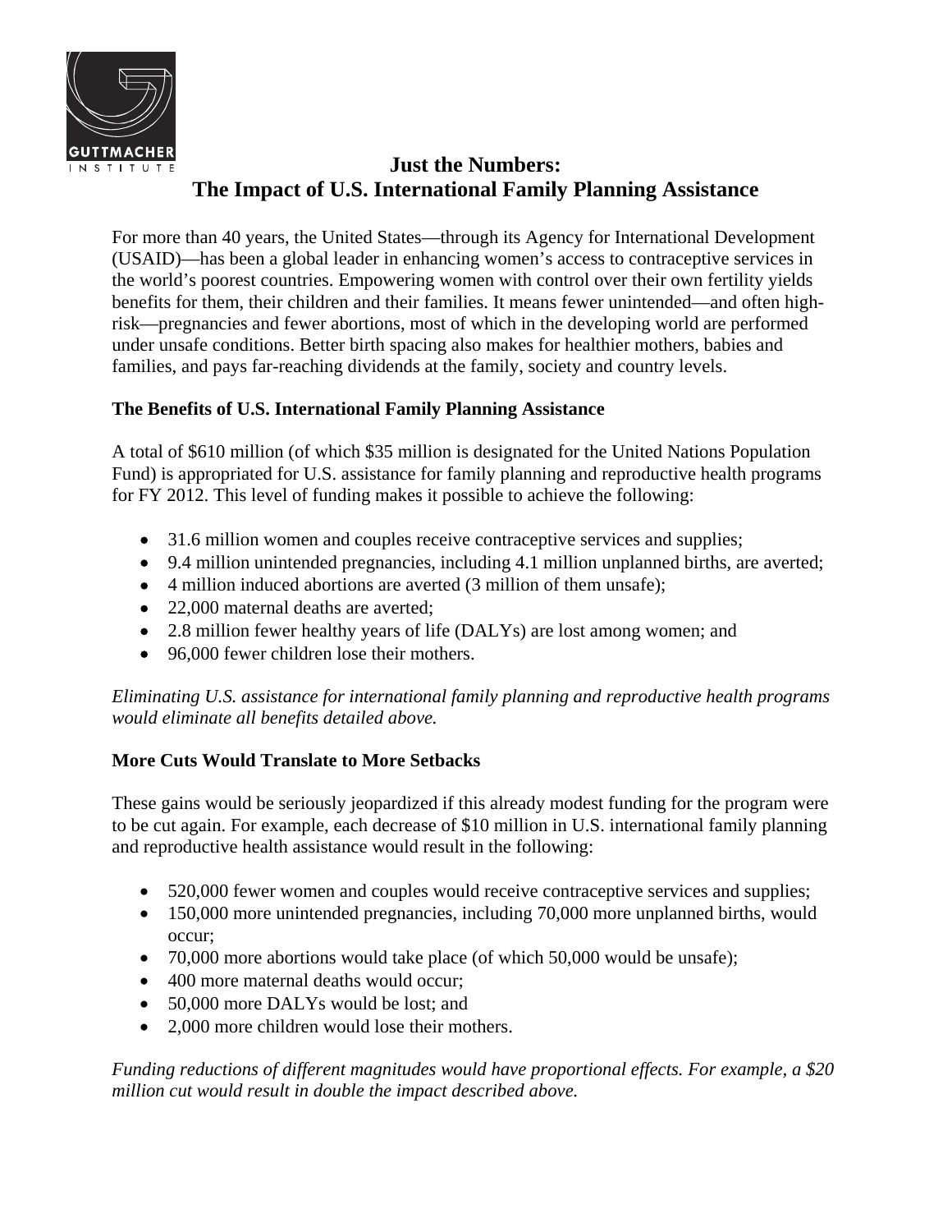GUTTMACHER INSTITUTE

# Just the Numbers: The Impact of U.S. International Family Planning Assistance

For more than 40 years, the United States—through its Agency for International Development (USAID)—has been a global leader in enhancing women's access to contraceptive services in the world's poorest countries. Empowering women with control over their own fertility yields benefits for them, their children and their families. It means fewer unintended—and often high-risk—pregnancies and fewer abortions, most of which in the developing world are performed under unsafe conditions. Better birth spacing also makes for healthier mothers, babies and families, and pays far-reaching dividends at the family, society and country levels.

## The Benefits of U.S. International Family Planning Assistance

A total of $610 million (of which $35 million is designated for the United Nations Population Fund) is appropriated for U.S. assistance for family planning and reproductive health programs for FY 2012. This level of funding makes it possible to achieve the following:

- 31.6 million women and couples receive contraceptive services and supplies;
- 9.4 million unintended pregnancies, including 4.1 million unplanned births, are averted;
- 4 million induced abortions are averted (3 million of them unsafe);
- 22,000 maternal deaths are averted;
- 2.8 million fewer healthy years of life (DALYs) are lost among women; and
- 96,000 fewer children lose their mothers.

*Eliminating U.S. assistance for international family planning and reproductive health programs would eliminate all benefits detailed above.*

## More Cuts Would Translate to More Setbacks

These gains would be seriously jeopardized if this already modest funding for the program were to be cut again. For example, each decrease of $10 million in U.S. international family planning and reproductive health assistance would result in the following:

- 520,000 fewer women and couples would receive contraceptive services and supplies;
- 150,000 more unintended pregnancies, including 70,000 more unplanned births, would occur;
- 70,000 more abortions would take place (of which 50,000 would be unsafe);
- 400 more maternal deaths would occur;
- 50,000 more DALYs would be lost; and
- 2,000 more children would lose their mothers.

*Funding reductions of different magnitudes would have proportional effects. For example, a $20 million cut would result in double the impact described above.*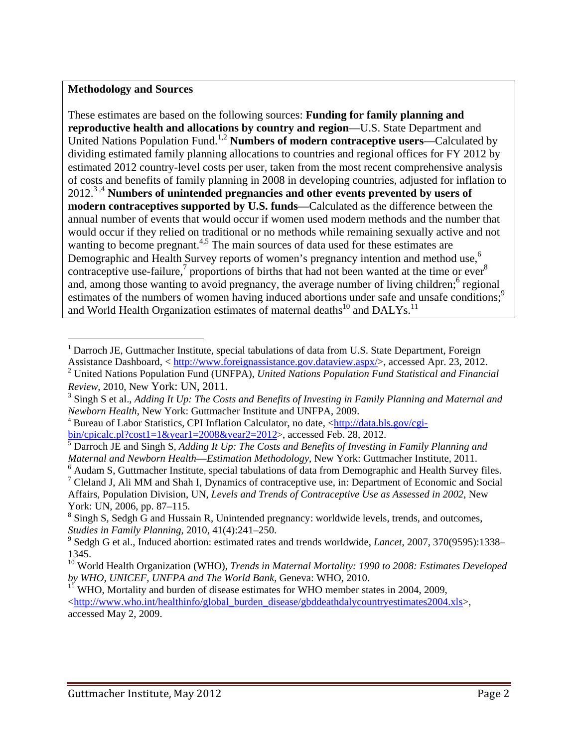**Methodology and Sources**

These estimates are based on the following sources: **Funding for family planning and reproductive health and allocations by country and region**—U.S. State Department and United Nations Population Fund.[1,2] **Numbers of modern contraceptive users**—Calculated by dividing estimated family planning allocations to countries and regional offices for FY 2012 by estimated 2012 country-level costs per user, taken from the most recent comprehensive analysis of costs and benefits of family planning in 2008 in developing countries, adjusted for inflation to 2012.[3,4] **Numbers of unintended pregnancies and other events prevented by users of modern contraceptives supported by U.S. funds—**Calculated as the difference between the annual number of events that would occur if women used modern methods and the number that would occur if they relied on traditional or no methods while remaining sexually active and not wanting to become pregnant.[4,5] The main sources of data used for these estimates are Demographic and Health Survey reports of women's pregnancy intention and method use,[6] contraceptive use-failure,[7] proportions of births that had not been wanted at the time or ever[8] and, among those wanting to avoid pregnancy, the average number of living children;[6] regional estimates of the numbers of women having induced abortions under safe and unsafe conditions;[9] and World Health Organization estimates of maternal deaths[10] and DALYs.[11]

---

[1] Darroch JE, Guttmacher Institute, special tabulations of data from U.S. State Department, Foreign Assistance Dashboard, < http://www.foreignassistance.gov.dataview.aspx/>, accessed Apr. 23, 2012.

[2] United Nations Population Fund (UNFPA), *United Nations Population Fund Statistical and Financial Review*, 2010, New York: UN, 2011.

[3] Singh S et al., *Adding It Up: The Costs and Benefits of Investing in Family Planning and Maternal and Newborn Health*, New York: Guttmacher Institute and UNFPA, 2009.

[4] Bureau of Labor Statistics, CPI Inflation Calculator, no date, <http://data.bls.gov/cgi-bin/cpicalc.pl?cost1=1&year1=2008&year2=2012>, accessed Feb. 28, 2012.

[5] Darroch JE and Singh S, *Adding It Up: The Costs and Benefits of Investing in Family Planning and Maternal and Newborn Health—Estimation Methodology*, New York: Guttmacher Institute, 2011.

[6] Audam S, Guttmacher Institute, special tabulations of data from Demographic and Health Survey files.

[7] Cleland J, Ali MM and Shah I, Dynamics of contraceptive use, in: Department of Economic and Social Affairs, Population Division, UN, *Levels and Trends of Contraceptive Use as Assessed in 2002*, New York: UN, 2006, pp. 87–115.

[8] Singh S, Sedgh G and Hussain R, Unintended pregnancy: worldwide levels, trends, and outcomes, *Studies in Family Planning*, 2010, 41(4):241–250.

[9] Sedgh G et al., Induced abortion: estimated rates and trends worldwide, *Lancet*, 2007, 370(9595):1338–1345.

[10] World Health Organization (WHO), *Trends in Maternal Mortality: 1990 to 2008: Estimates Developed by WHO, UNICEF, UNFPA and The World Bank*, Geneva: WHO, 2010.

[11] WHO, Mortality and burden of disease estimates for WHO member states in 2004, 2009, <http://www.who.int/healthinfo/global_burden_disease/gbddeathdalycountryestimates2004.xls>, accessed May 2, 2009.